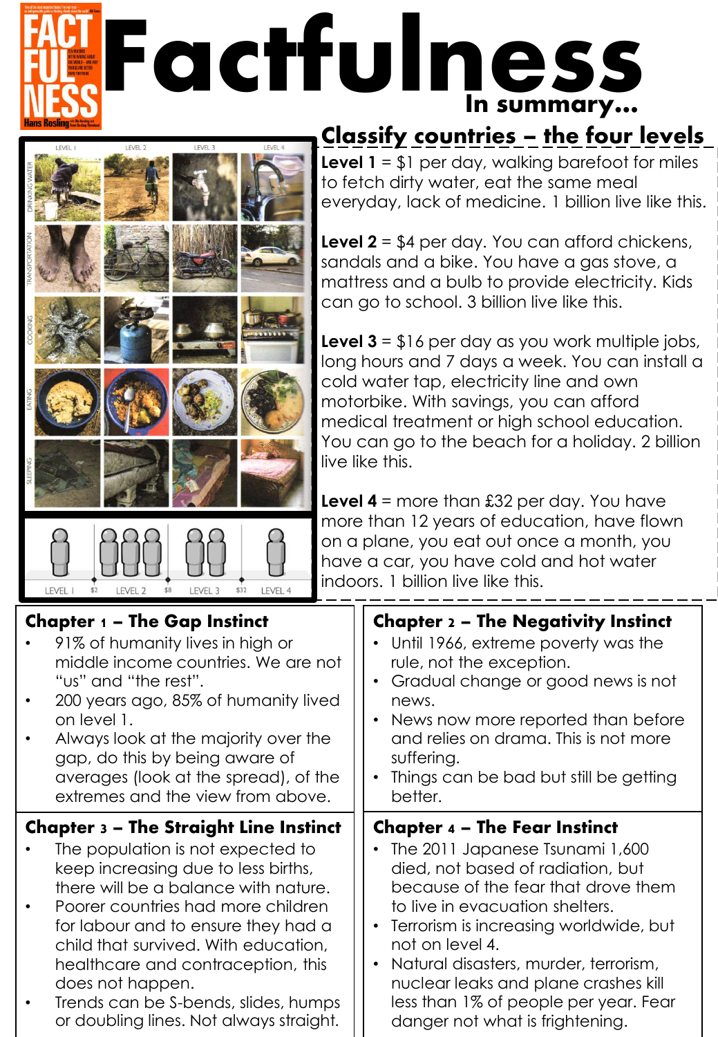# Factfulness

In summary…

## Classify countries – the four levels

**Level 1** = $1 per day, walking barefoot for miles to fetch dirty water, eat the same meal everyday, lack of medicine. 1 billion live like this.

**Level 2** = $4 per day. You can afford chickens, sandals and a bike. You have a gas stove, a mattress and a bulb to provide electricity. Kids can go to school. 3 billion live like this.

**Level 3** = $16 per day as you work multiple jobs, long hours and 7 days a week. You can install a cold water tap, electricity line and own motorbike. With savings, you can afford medical treatment or high school education. You can go to the beach for a holiday. 2 billion live like this.

**Level 4** = more than £32 per day. You have more than 12 years of education, have flown on a plane, you eat out once a month, you have a car, you have cold and hot water indoors. 1 billion live like this.

## Chapter 1 – The Gap Instinct

- 91% of humanity lives in high or middle income countries. We are not "us" and "the rest".
- 200 years ago, 85% of humanity lived on level 1.
- Always look at the majority over the gap, do this by being aware of averages (look at the spread), of the extremes and the view from above.

## Chapter 2 – The Negativity Instinct

- Until 1966, extreme poverty was the rule, not the exception.
- Gradual change or good news is not news.
- News now more reported than before and relies on drama. This is not more suffering.
- Things can be bad but still be getting better.

## Chapter 3 – The Straight Line Instinct

- The population is not expected to keep increasing due to less births, there will be a balance with nature.
- Poorer countries had more children for labour and to ensure they had a child that survived. With education, healthcare and contraception, this does not happen.
- Trends can be S-bends, slides, humps or doubling lines. Not always straight.

## Chapter 4 – The Fear Instinct

- The 2011 Japanese Tsunami 1,600 died, not based of radiation, but because of the fear that drove them to live in evacuation shelters.
- Terrorism is increasing worldwide, but not on level 4.
- Natural disasters, murder, terrorism, nuclear leaks and plane crashes kill less than 1% of people per year. Fear danger not what is frightening.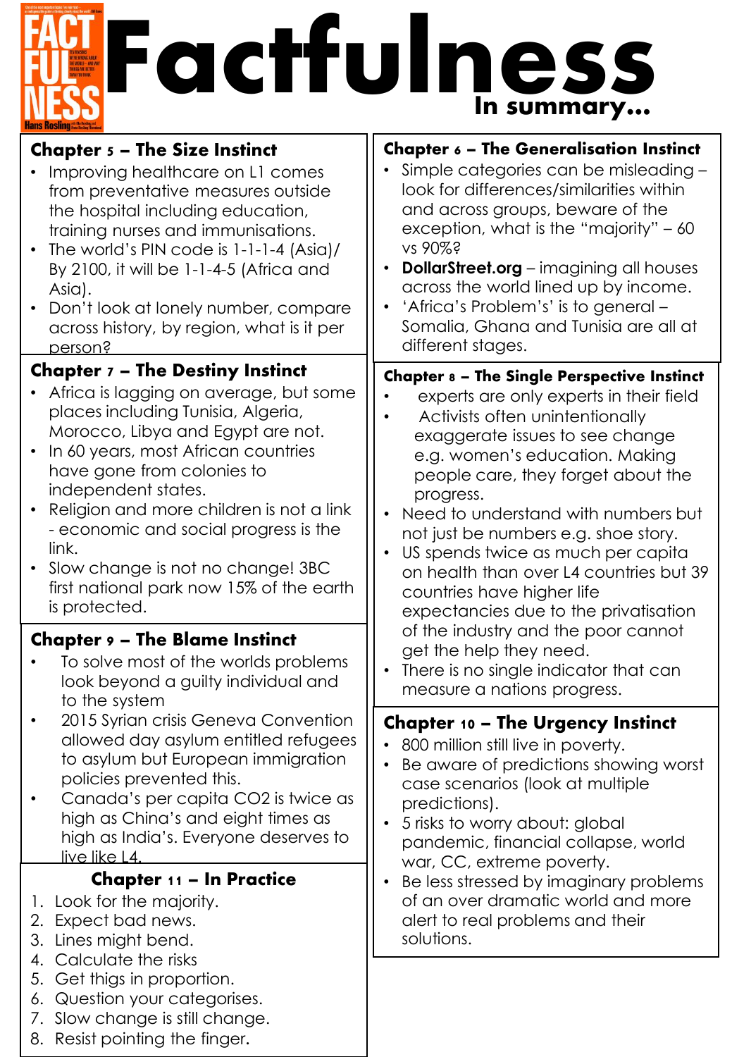# Factfulness

In summary…

## Chapter 5 – The Size Instinct

- Improving healthcare on L1 comes from preventative measures outside the hospital including education, training nurses and immunisations.
- The world's PIN code is 1-1-1-4 (Asia)/ By 2100, it will be 1-1-4-5 (Africa and Asia).
- Don't look at lonely number, compare across history, by region, what is it per person?

## Chapter 7 – The Destiny Instinct

- Africa is lagging on average, but some places including Tunisia, Algeria, Morocco, Libya and Egypt are not.
- In 60 years, most African countries have gone from colonies to independent states.
- Religion and more children is not a link - economic and social progress is the link.
- Slow change is not no change! 3BC first national park now 15% of the earth is protected.

## Chapter 9 – The Blame Instinct

- To solve most of the worlds problems look beyond a guilty individual and to the system
- 2015 Syrian crisis Geneva Convention allowed day asylum entitled refugees to asylum but European immigration policies prevented this.
- Canada's per capita $CO_2$ is twice as high as China's and eight times as high as India's. Everyone deserves to live like L4.

## Chapter 11 – In Practice

1. Look for the majority.
2. Expect bad news.
3. Lines might bend.
4. Calculate the risks
5. Get thigs in proportion.
6. Question your categorises.
7. Slow change is still change.
8. Resist pointing the finger.

## Chapter 6 – The Generalisation Instinct

- Simple categories can be misleading – look for differences/similarities within and across groups, beware of the exception, what is the "majority" – 60 vs 90%?
- **DollarStreet.org** – imagining all houses across the world lined up by income.
- 'Africa's Problem's' is to general – Somalia, Ghana and Tunisia are all at different stages.

## Chapter 8 – The Single Perspective Instinct

- experts are only experts in their field
- Activists often unintentionally exaggerate issues to see change e.g. women's education. Making people care, they forget about the progress.
- Need to understand with numbers but not just be numbers e.g. shoe story.
- US spends twice as much per capita on health than over L4 countries but 39 countries have higher life expectancies due to the privatisation of the industry and the poor cannot get the help they need.
- There is no single indicator that can measure a nations progress.

## Chapter 10 – The Urgency Instinct

- 800 million still live in poverty.
- Be aware of predictions showing worst case scenarios (look at multiple predictions).
- 5 risks to worry about: global pandemic, financial collapse, world war, CC, extreme poverty.
- Be less stressed by imaginary problems of an over dramatic world and more alert to real problems and their solutions.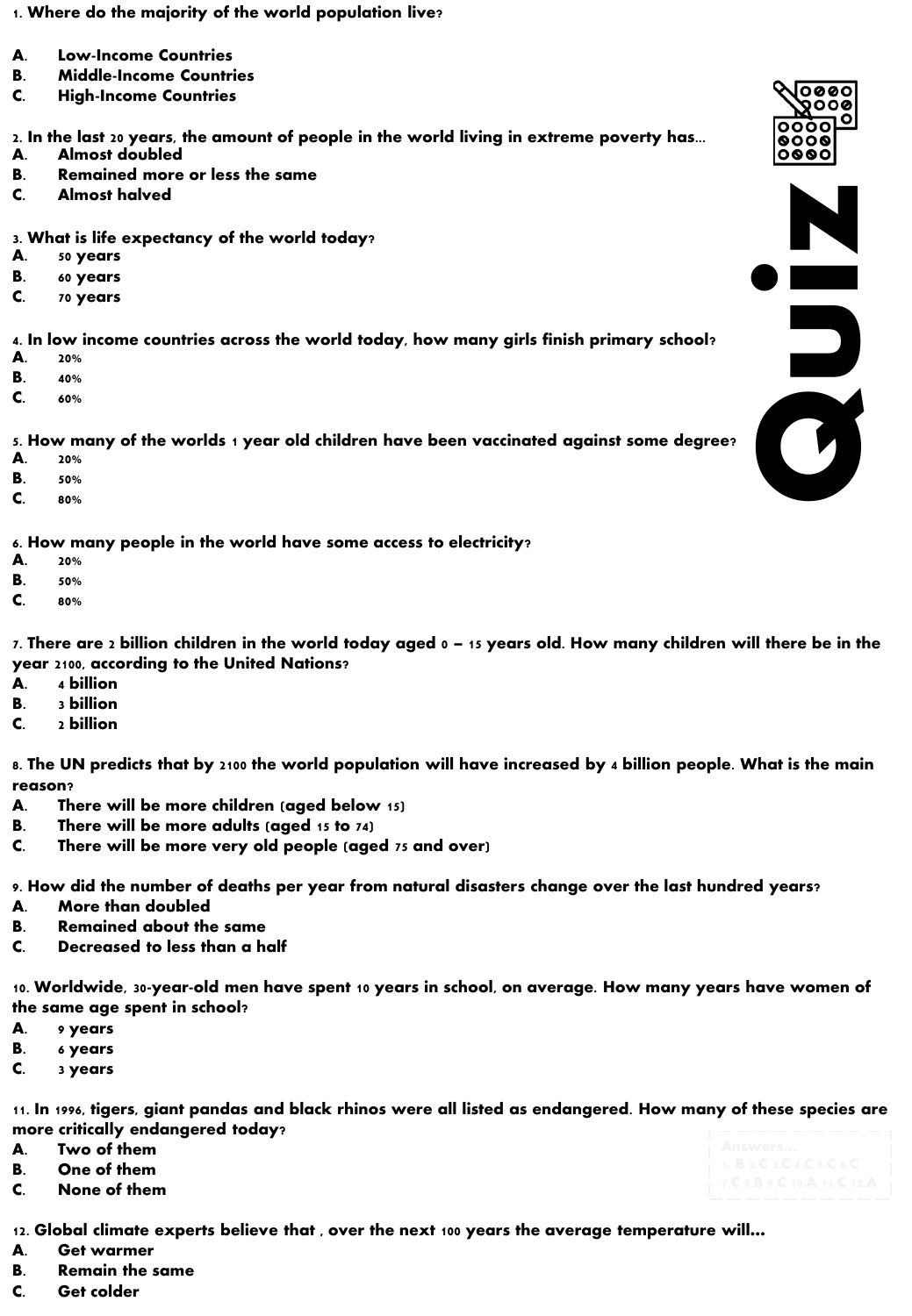# Quiz

**1. Where do the majority of the world population live?**

**A.** **Low-Income Countries**
**B.** **Middle-Income Countries**
**C.** **High-Income Countries**

**2. In the last 20 years, the amount of people in the world living in extreme poverty has…**
**A.** **Almost doubled**
**B.** **Remained more or less the same**
**C.** **Almost halved**

**3. What is life expectancy of the world today?**
**A.** **50 years**
**B.** **60 years**
**C.** **70 years**

**4. In low income countries across the world today, how many girls finish primary school?**
**A.** **20%**
**B.** **40%**
**C.** **60%**

**5. How many of the worlds 1 year old children have been vaccinated against some degree?**
**A.** **20%**
**B.** **50%**
**C.** **80%**

**6. How many people in the world have some access to electricity?**
**A.** **20%**
**B.** **50%**
**C.** **80%**

**7. There are 2 billion children in the world today aged 0 – 15 years old. How many children will there be in the year 2100, according to the United Nations?**
**A.** **4 billion**
**B.** **3 billion**
**C.** **2 billion**

**8. The UN predicts that by 2100 the world population will have increased by 4 billion people. What is the main reason?**
**A.** **There will be more children (aged below 15)**
**B.** **There will be more adults (aged 15 to 74)**
**C.** **There will be more very old people (aged 75 and over)**

**9. How did the number of deaths per year from natural disasters change over the last hundred years?**
**A.** **More than doubled**
**B.** **Remained about the same**
**C.** **Decreased to less than a half**

**10. Worldwide, 30-year-old men have spent 10 years in school, on average. How many years have women of the same age spent in school?**
**A.** **9 years**
**B.** **6 years**
**C.** **3 years**

**11. In 1996, tigers, giant pandas and black rhinos were all listed as endangered. How many of these species are more critically endangered today?**
**A.** **Two of them**
**B.** **One of them**
**C.** **None of them**

**12. Global climate experts believe that , over the next 100 years the average temperature will…**
**A.** **Get warmer**
**B.** **Remain the same**
**C.** **Get colder**

Answers…
1. B 2.C 3.C 4.C 5.C 6.C
7.C 8.B 9.C 10.A 11.C 12.A